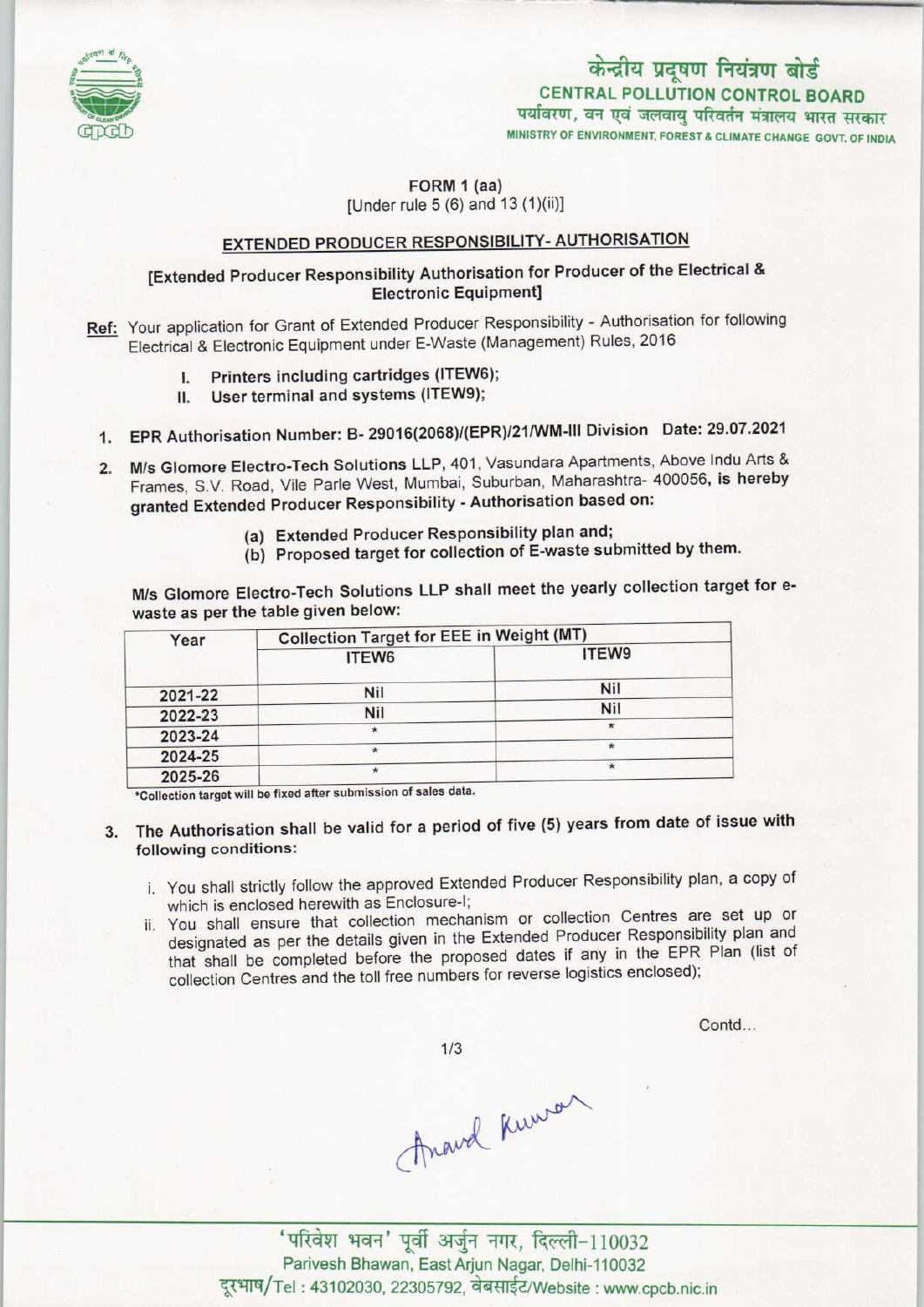केन्द्रीय प्रदूषण नियंत्रण बोर्ड
CENTRAL POLLUTION CONTROL BOARD
पर्यावरण, वन एवं जलवायु परिवर्तन मंत्रालय भारत सरकार
MINISTRY OF ENVIRONMENT, FOREST & CLIMATE CHANGE GOVT. OF INDIA

FORM 1 (aa)
[Under rule 5 (6) and 13 (1)(ii)]

## EXTENDED PRODUCER RESPONSIBILITY- AUTHORISATION

### [Extended Producer Responsibility Authorisation for Producer of the Electrical & Electronic Equipment]

**Ref:** Your application for Grant of Extended Producer Responsibility - Authorisation for following Electrical & Electronic Equipment under E-Waste (Management) Rules, 2016

I. Printers including cartridges (ITEW6);
II. User terminal and systems (ITEW9);

1. **EPR Authorisation Number: B- 29016(2068)/(EPR)/21/WM-III Division Date: 29.07.2021**

2. M/s Glomore Electro-Tech Solutions LLP, 401, Vasundara Apartments, Above Indu Arts & Frames, S.V. Road, Vile Parle West, Mumbai, Suburban, Maharashtra- 400056, **is hereby granted Extended Producer Responsibility - Authorisation based on:**

   (a) Extended Producer Responsibility plan and;
   (b) Proposed target for collection of E-waste submitted by them.

M/s Glomore Electro-Tech Solutions LLP shall meet the yearly collection target for e-waste as per the table given below:

| Year | Collection Target for EEE in Weight (MT) | |
|---|---|---|
| | ITEW6 | ITEW9 |
| 2021-22 | Nil | Nil |
| 2022-23 | Nil | Nil |
| 2023-24 | * | * |
| 2024-25 | * | * |
| 2025-26 | * | * |

*Collection target will be fixed after submission of sales data.

3. The Authorisation shall be valid for a period of five (5) years from date of issue with following conditions:

   i. You shall strictly follow the approved Extended Producer Responsibility plan, a copy of which is enclosed herewith as Enclosure-I;
   ii. You shall ensure that collection mechanism or collection Centres are set up or designated as per the details given in the Extended Producer Responsibility plan and that shall be completed before the proposed dates if any in the EPR Plan (list of collection Centres and the toll free numbers for reverse logistics enclosed);

Contd...

Anand Kumar

'परिवेश भवन' पूर्वी अर्जुन नगर, दिल्ली-110032
Parivesh Bhawan, East Arjun Nagar, Delhi-110032
दूरभाष/Tel : 43102030, 22305792, वेबसाईट/Website : www.cpcb.nic.in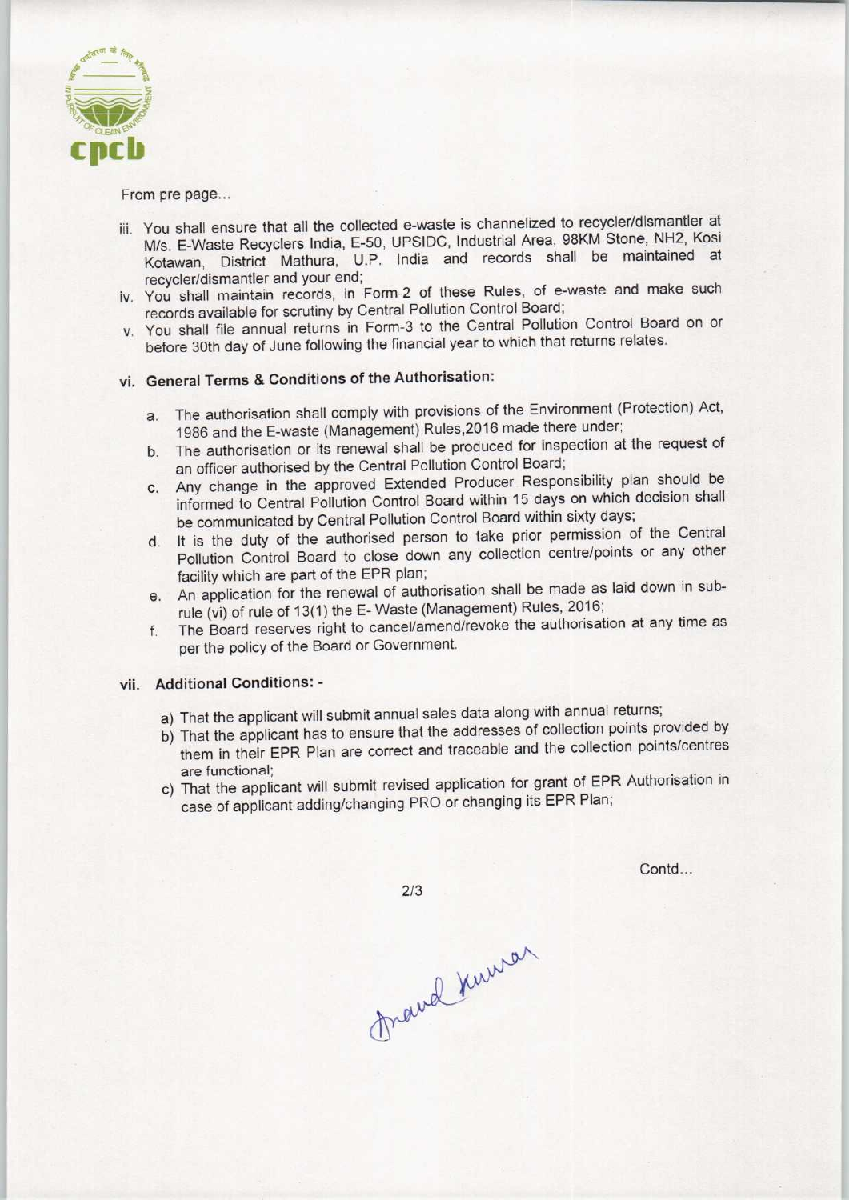From pre page...

iii. You shall ensure that all the collected e-waste is channelized to recycler/dismantler at M/s. E-Waste Recyclers India, E-50, UPSIDC, Industrial Area, 98KM Stone, NH2, Kosi Kotawan, District Mathura, U.P. India and records shall be maintained at recycler/dismantler and your end;

iv. You shall maintain records, in Form-2 of these Rules, of e-waste and make such records available for scrutiny by Central Pollution Control Board;

v. You shall file annual returns in Form-3 to the Central Pollution Control Board on or before 30th day of June following the financial year to which that returns relates.

vi. **General Terms & Conditions of the Authorisation:**

a. The authorisation shall comply with provisions of the Environment (Protection) Act, 1986 and the E-waste (Management) Rules,2016 made there under;

b. The authorisation or its renewal shall be produced for inspection at the request of an officer authorised by the Central Pollution Control Board;

c. Any change in the approved Extended Producer Responsibility plan should be informed to Central Pollution Control Board within 15 days on which decision shall be communicated by Central Pollution Control Board within sixty days;

d. It is the duty of the authorised person to take prior permission of the Central Pollution Control Board to close down any collection centre/points or any other facility which are part of the EPR plan;

e. An application for the renewal of authorisation shall be made as laid down in sub-rule (vi) of rule of 13(1) the E- Waste (Management) Rules, 2016;

f. The Board reserves right to cancel/amend/revoke the authorisation at any time as per the policy of the Board or Government.

vii. **Additional Conditions: -**

a) That the applicant will submit annual sales data along with annual returns;

b) That the applicant has to ensure that the addresses of collection points provided by them in their EPR Plan are correct and traceable and the collection points/centres are functional;

c) That the applicant will submit revised application for grant of EPR Authorisation in case of applicant adding/changing PRO or changing its EPR Plan;

Contd...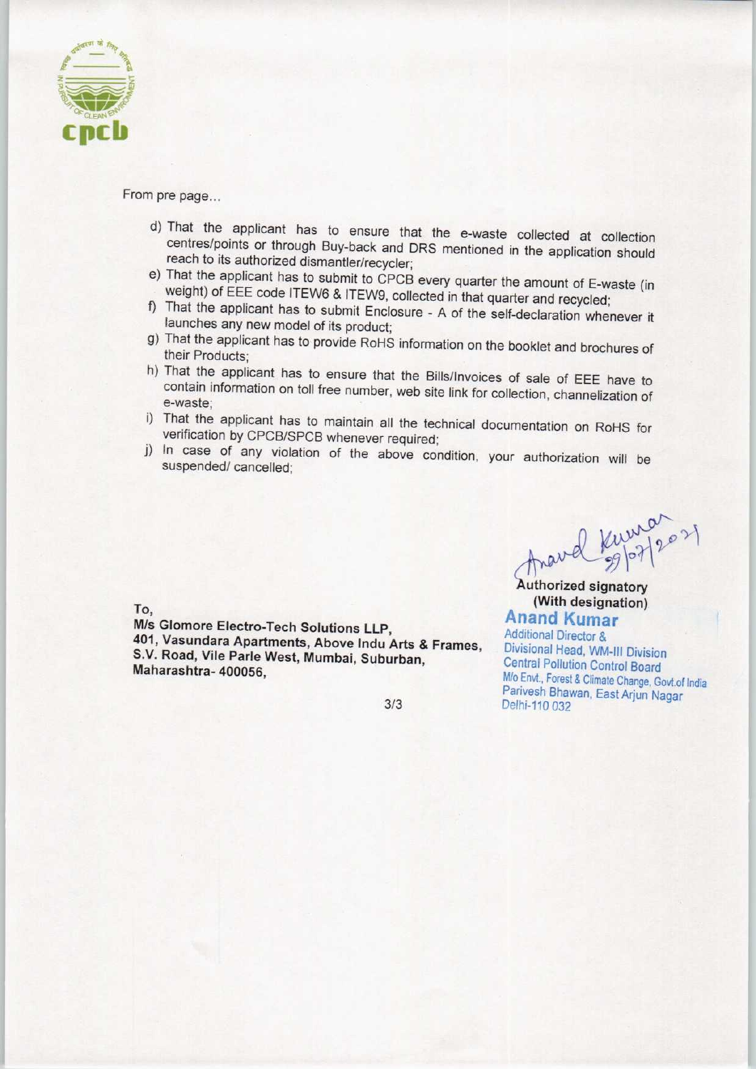From pre page...

d) That the applicant has to ensure that the e-waste collected at collection centres/points or through Buy-back and DRS mentioned in the application should reach to its authorized dismantler/recycler;
e) That the applicant has to submit to CPCB every quarter the amount of E-waste (in weight) of EEE code ITEW6 & ITEW9, collected in that quarter and recycled;
f) That the applicant has to submit Enclosure - A of the self-declaration whenever it launches any new model of its product;
g) That the applicant has to provide RoHS information on the booklet and brochures of their Products;
h) That the applicant has to ensure that the Bills/Invoices of sale of EEE have to contain information on toll free number, web site link for collection, channelization of e-waste;
i) That the applicant has to maintain all the technical documentation on RoHS for verification by CPCB/SPCB whenever required;
j) In case of any violation of the above condition, your authorization will be suspended/ cancelled;

Anand Kumar 29/07/2021

Authorized signatory
(With designation)

**Anand Kumar**
Additional Director &
Divisional Head, WM-III Division
Central Pollution Control Board
M/o Envt., Forest & Climate Change, Govt.of India
Parivesh Bhawan, East Arjun Nagar
Delhi-110 032

To,
**M/s Glomore Electro-Tech Solutions LLP,**
**401, Vasundara Apartments, Above Indu Arts & Frames,**
**S.V. Road, Vile Parle West, Mumbai, Suburban,**
**Maharashtra- 400056,**